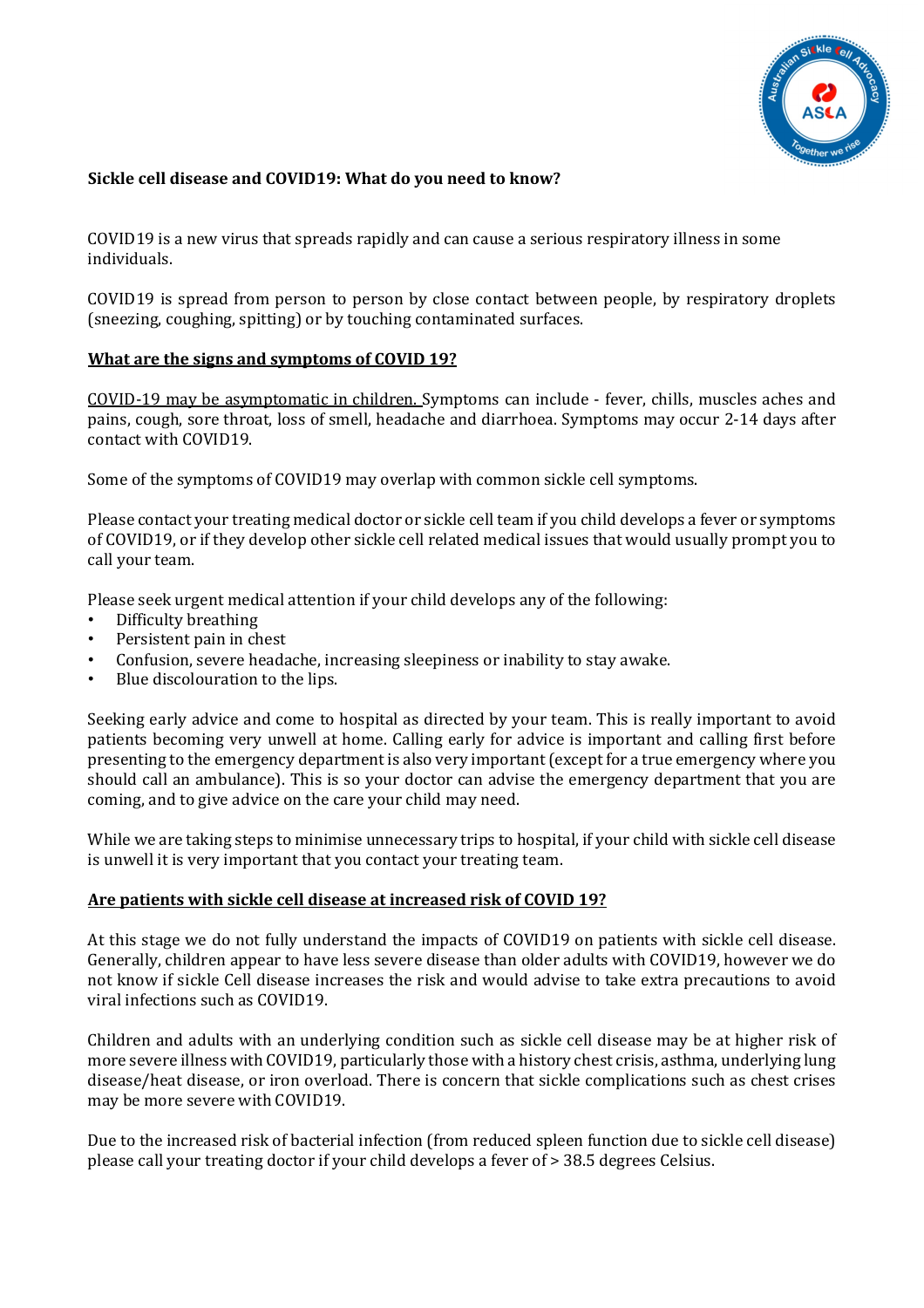**Sickle cell disease and COVID19: What do you need to know?**

COVID19 is a new virus that spreads rapidly and can cause a serious respiratory illness in some individuals.

COVID19 is spread from person to person by close contact between people, by respiratory droplets (sneezing, coughing, spitting) or by touching contaminated surfaces.

## **What are the signs and symptoms of COVID 19?**

COVID-19 may be asymptomatic in children. Symptoms can include - fever, chills, muscles aches and pains, cough, sore throat, loss of smell, headache and diarrhoea. Symptoms may occur 2-14 days after contact with COVID19.

Some of the symptoms of COVID19 may overlap with common sickle cell symptoms.

Please contact your treating medical doctor or sickle cell team if you child develops a fever or symptoms of COVID19, or if they develop other sickle cell related medical issues that would usually prompt you to call your team.

Please seek urgent medical attention if your child develops any of the following:

- Difficulty breathing
- Persistent pain in chest
- Confusion, severe headache, increasing sleepiness or inability to stay awake.
- Blue discolouration to the lips.

Seeking early advice and come to hospital as directed by your team. This is really important to avoid patients becoming very unwell at home. Calling early for advice is important and calling first before presenting to the emergency department is also very important (except for a true emergency where you should call an ambulance). This is so your doctor can advise the emergency department that you are coming, and to give advice on the care your child may need.

While we are taking steps to minimise unnecessary trips to hospital, if your child with sickle cell disease is unwell it is very important that you contact your treating team.

## **Are patients with sickle cell disease at increased risk of COVID 19?**

At this stage we do not fully understand the impacts of COVID19 on patients with sickle cell disease. Generally, children appear to have less severe disease than older adults with COVID19, however we do not know if sickle Cell disease increases the risk and would advise to take extra precautions to avoid viral infections such as COVID19.

Children and adults with an underlying condition such as sickle cell disease may be at higher risk of more severe illness with COVID19, particularly those with a history chest crisis, asthma, underlying lung disease/heat disease, or iron overload. There is concern that sickle complications such as chest crises may be more severe with COVID19.

Due to the increased risk of bacterial infection (from reduced spleen function due to sickle cell disease) please call your treating doctor if your child develops a fever of > 38.5 degrees Celsius.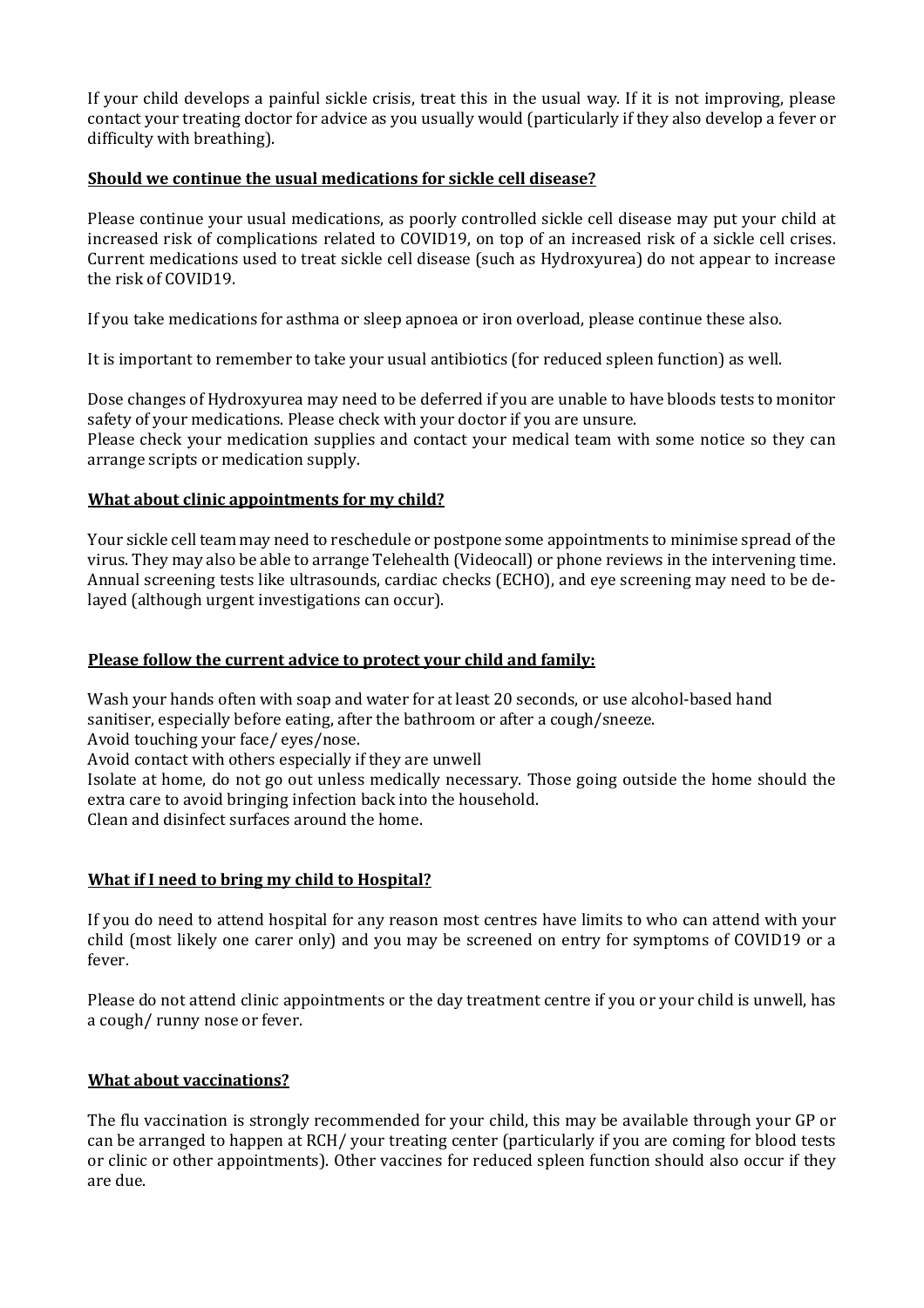If your child develops a painful sickle crisis, treat this in the usual way. If it is not improving, please contact your treating doctor for advice as you usually would (particularly if they also develop a fever or difficulty with breathing).

**Should we continue the usual medications for sickle cell disease?**

Please continue your usual medications, as poorly controlled sickle cell disease may put your child at increased risk of complications related to COVID19, on top of an increased risk of a sickle cell crises. Current medications used to treat sickle cell disease (such as Hydroxyurea) do not appear to increase the risk of COVID19.

If you take medications for asthma or sleep apnoea or iron overload, please continue these also.

It is important to remember to take your usual antibiotics (for reduced spleen function) as well.

Dose changes of Hydroxyurea may need to be deferred if you are unable to have bloods tests to monitor safety of your medications. Please check with your doctor if you are unsure.
Please check your medication supplies and contact your medical team with some notice so they can arrange scripts or medication supply.

**What about clinic appointments for my child?**

Your sickle cell team may need to reschedule or postpone some appointments to minimise spread of the virus. They may also be able to arrange Telehealth (Videocall) or phone reviews in the intervening time. Annual screening tests like ultrasounds, cardiac checks (ECHO), and eye screening may need to be delayed (although urgent investigations can occur).

**Please follow the current advice to protect your child and family:**

Wash your hands often with soap and water for at least 20 seconds, or use alcohol-based hand sanitiser, especially before eating, after the bathroom or after a cough/sneeze.
Avoid touching your face/ eyes/nose.
Avoid contact with others especially if they are unwell
Isolate at home, do not go out unless medically necessary. Those going outside the home should the extra care to avoid bringing infection back into the household.
Clean and disinfect surfaces around the home.

**What if I need to bring my child to Hospital?**

If you do need to attend hospital for any reason most centres have limits to who can attend with your child (most likely one carer only) and you may be screened on entry for symptoms of COVID19 or a fever.

Please do not attend clinic appointments or the day treatment centre if you or your child is unwell, has a cough/ runny nose or fever.

**What about vaccinations?**

The flu vaccination is strongly recommended for your child, this may be available through your GP or can be arranged to happen at RCH/ your treating center (particularly if you are coming for blood tests or clinic or other appointments). Other vaccines for reduced spleen function should also occur if they are due.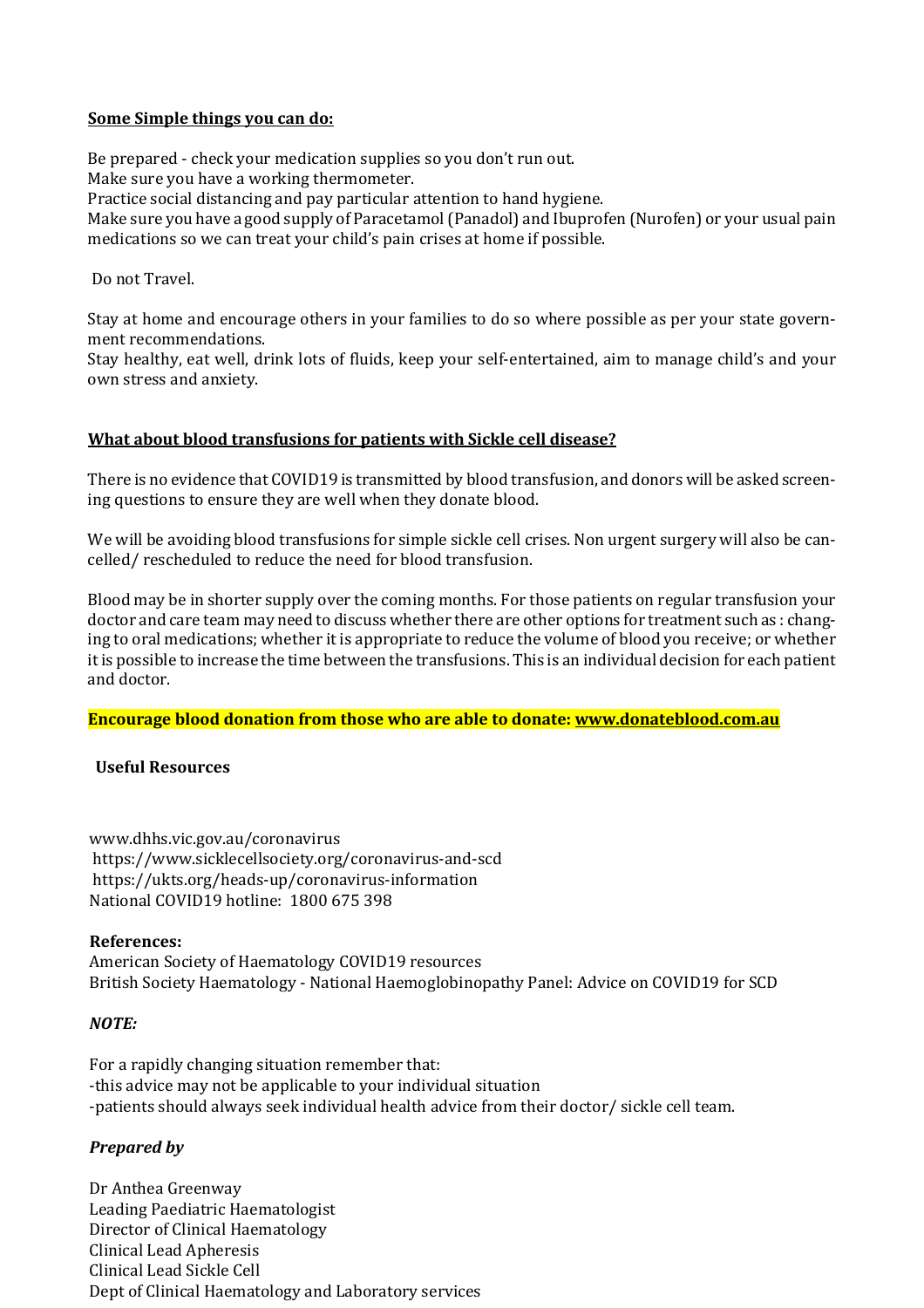**Some Simple things you can do:**

Be prepared - check your medication supplies so you don't run out.
Make sure you have a working thermometer.
Practice social distancing and pay particular attention to hand hygiene.
Make sure you have a good supply of Paracetamol (Panadol) and Ibuprofen (Nurofen) or your usual pain medications so we can treat your child's pain crises at home if possible.

Do not Travel.

Stay at home and encourage others in your families to do so where possible as per your state government recommendations.
Stay healthy, eat well, drink lots of fluids, keep your self-entertained, aim to manage child's and your own stress and anxiety.

**What about blood transfusions for patients with Sickle cell disease?**

There is no evidence that COVID19 is transmitted by blood transfusion, and donors will be asked screening questions to ensure they are well when they donate blood.

We will be avoiding blood transfusions for simple sickle cell crises. Non urgent surgery will also be cancelled/ rescheduled to reduce the need for blood transfusion.

Blood may be in shorter supply over the coming months. For those patients on regular transfusion your doctor and care team may need to discuss whether there are other options for treatment such as : changing to oral medications; whether it is appropriate to reduce the volume of blood you receive; or whether it is possible to increase the time between the transfusions. This is an individual decision for each patient and doctor.

**Encourage blood donation from those who are able to donate: www.donateblood.com.au**

**Useful Resources**

www.dhhs.vic.gov.au/coronavirus
https://www.sicklecellsociety.org/coronavirus-and-scd
https://ukts.org/heads-up/coronavirus-information
National COVID19 hotline: 1800 675 398

**References:**
American Society of Haematology COVID19 resources
British Society Haematology - National Haemoglobinopathy Panel: Advice on COVID19 for SCD

***NOTE:***

For a rapidly changing situation remember that:
-this advice may not be applicable to your individual situation
-patients should always seek individual health advice from their doctor/ sickle cell team.

***Prepared by***

Dr Anthea Greenway
Leading Paediatric Haematologist
Director of Clinical Haematology
Clinical Lead Apheresis
Clinical Lead Sickle Cell
Dept of Clinical Haematology and Laboratory services